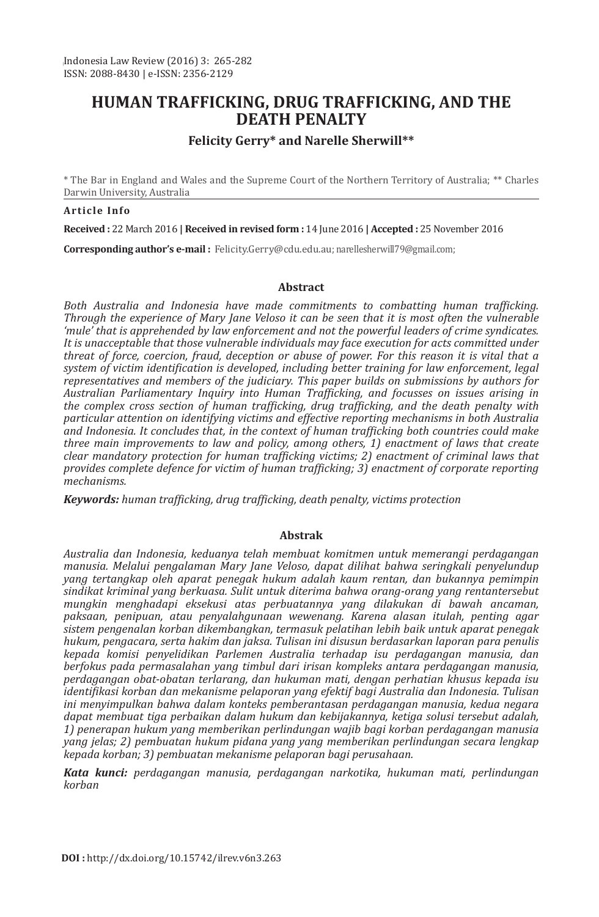# HUMAN TRAFFICKING, DRUG TRAFFICKING, AND THE DEATH PENALTY

**Felicity Gerry\* and Narelle Sherwill\*\***

\* The Bar in England and Wales and the Supreme Court of the Northern Territory of Australia; \*\* Charles Darwin University, Australia

**Article Info**

**Received :** 22 March 2016 **| Received in revised form :** 14 June 2016 **| Accepted :** 25 November 2016

**Corresponding author's e-mail :** Felicity.Gerry@cdu.edu.au; narellesherwill79@gmail.com;

## Abstract

*Both Australia and Indonesia have made commitments to combatting human trafficking. Through the experience of Mary Jane Veloso it can be seen that it is most often the vulnerable 'mule' that is apprehended by law enforcement and not the powerful leaders of crime syndicates. It is unacceptable that those vulnerable individuals may face execution for acts committed under threat of force, coercion, fraud, deception or abuse of power. For this reason it is vital that a system of victim identification is developed, including better training for law enforcement, legal representatives and members of the judiciary. This paper builds on submissions by authors for Australian Parliamentary Inquiry into Human Trafficking, and focusses on issues arising in the complex cross section of human trafficking, drug trafficking, and the death penalty with particular attention on identifying victims and effective reporting mechanisms in both Australia and Indonesia. It concludes that, in the context of human trafficking both countries could make three main improvements to law and policy, among others, 1) enactment of laws that create clear mandatory protection for human trafficking victims; 2) enactment of criminal laws that provides complete defence for victim of human trafficking; 3) enactment of corporate reporting mechanisms.*

***Keywords:*** *human trafficking, drug trafficking, death penalty, victims protection*

## Abstrak

*Australia dan Indonesia, keduanya telah membuat komitmen untuk memerangi perdagangan manusia. Melalui pengalaman Mary Jane Veloso, dapat dilihat bahwa seringkali penyelundup yang tertangkap oleh aparat penegak hukum adalah kaum rentan, dan bukannya pemimpin sindikat kriminal yang berkuasa. Sulit untuk diterima bahwa orang-orang yang rentantersebut mungkin menghadapi eksekusi atas perbuatannya yang dilakukan di bawah ancaman, paksaan, penipuan, atau penyalahgunaan wewenang. Karena alasan itulah, penting agar sistem pengenalan korban dikembangkan, termasuk pelatihan lebih baik untuk aparat penegak hukum, pengacara, serta hakim dan jaksa. Tulisan ini disusun berdasarkan laporan para penulis kepada komisi penyelidikan Parlemen Australia terhadap isu perdagangan manusia, dan berfokus pada permasalahan yang timbul dari irisan kompleks antara perdagangan manusia, perdagangan obat-obatan terlarang, dan hukuman mati, dengan perhatian khusus kepada isu identifikasi korban dan mekanisme pelaporan yang efektif bagi Australia dan Indonesia. Tulisan ini menyimpulkan bahwa dalam konteks pemberantasan perdagangan manusia, kedua negara dapat membuat tiga perbaikan dalam hukum dan kebijakannya, ketiga solusi tersebut adalah, 1) penerapan hukum yang memberikan perlindungan wajib bagi korban perdagangan manusia yang jelas; 2) pembuatan hukum pidana yang yang memberikan perlindungan secara lengkap kepada korban; 3) pembuatan mekanisme pelaporan bagi perusahaan.*

***Kata kunci:*** *perdagangan manusia, perdagangan narkotika, hukuman mati, perlindungan korban*

**DOI :** http://dx.doi.org/10.15742/ilrev.v6n3.263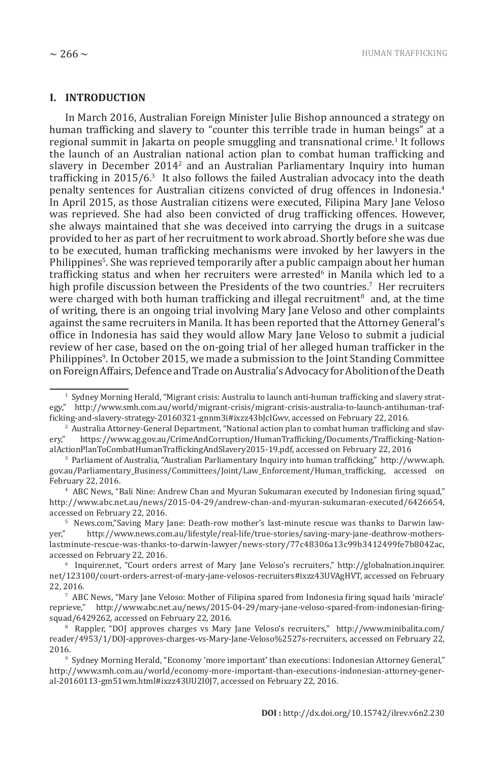## I. INTRODUCTION

In March 2016, Australian Foreign Minister Julie Bishop announced a strategy on human trafficking and slavery to "counter this terrible trade in human beings" at a regional summit in Jakarta on people smuggling and transnational crime.[1] It follows the launch of an Australian national action plan to combat human trafficking and slavery in December 2014[2] and an Australian Parliamentary Inquiry into human trafficking in 2015/6.[3] It also follows the failed Australian advocacy into the death penalty sentences for Australian citizens convicted of drug offences in Indonesia.[4] In April 2015, as those Australian citizens were executed, Filipina Mary Jane Veloso was reprieved. She had also been convicted of drug trafficking offences. However, she always maintained that she was deceived into carrying the drugs in a suitcase provided to her as part of her recruitment to work abroad. Shortly before she was due to be executed, human trafficking mechanisms were invoked by her lawyers in the Philippines[5]. She was reprieved temporarily after a public campaign about her human trafficking status and when her recruiters were arrested[6] in Manila which led to a high profile discussion between the Presidents of the two countries.[7] Her recruiters were charged with both human trafficking and illegal recruitment[8] and, at the time of writing, there is an ongoing trial involving Mary Jane Veloso and other complaints against the same recruiters in Manila. It has been reported that the Attorney General's office in Indonesia has said they would allow Mary Jane Veloso to submit a judicial review of her case, based on the on-going trial of her alleged human trafficker in the Philippines[9]. In October 2015, we made a submission to the Joint Standing Committee on Foreign Affairs, Defence and Trade on Australia's Advocacy for Abolition of the Death

---

[1] Sydney Morning Herald, "Migrant crisis: Australia to launch anti-human trafficking and slavery strategy," http://www.smh.com.au/world/migrant-crisis/migrant-crisis-australia-to-launch-antihuman-trafficking-and-slavery-strategy-20160321-gnnm3i#ixzz43bJcIGwv, accessed on February 22, 2016.

[2] Australia Attorney-General Department, "National action plan to combat human trafficking and slavery," https://www.ag.gov.au/CrimeAndCorruption/HumanTrafficking/Documents/Trafficking-NationalActionPlanToCombatHumanTraffickingAndSlavery2015-19.pdf, accessed on February 22, 2016

[3] Parliament of Australia, "Australian Parliamentary Inquiry into human trafficking," http://www.aph.gov.au/Parliamentary_Business/Committees/Joint/Law_Enforcement/Human_trafficking, accessed on February 22, 2016.

[4] ABC News, "Bali Nine: Andrew Chan and Myuran Sukumaran executed by Indonesian firing squad," http://www.abc.net.au/news/2015-04-29/andrew-chan-and-myuran-sukumaran-executed/6426654, accessed on February 22, 2016.

[5] News.com,"Saving Mary Jane: Death-row mother's last-minute rescue was thanks to Darwin lawyer," http://www.news.com.au/lifestyle/real-life/true-stories/saving-mary-jane-deathrow-motherslastminute-rescue-was-thanks-to-darwin-lawyer/news-story/77c48306a13c99b3412499fe7b8042ac, accessed on February 22, 2016.

[6] Inquirer.net, "Court orders arrest of Mary Jane Veloso's recruiters," http://globalnation.inquirer.net/123100/court-orders-arrest-of-mary-jane-velosos-recruiters#ixzz43UVAgHVT, accessed on February 22, 2016.

[7] ABC News, "Mary Jane Veloso: Mother of Filipina spared from Indonesia firing squad hails 'miracle' reprieve," http://www.abc.net.au/news/2015-04-29/mary-jane-veloso-spared-from-indonesian-firing-squad/6429262, accessed on February 22, 2016.

[8] Rappler, "DOJ approves charges vs Mary Jane Veloso's recruiters," http://www.minibalita.com/reader/4953/1/DOJ-approves-charges-vs-Mary-Jane-Veloso%2527s-recruiters, accessed on February 22, 2016.

[9] Sydney Morning Herald, "Economy 'more important' than executions: Indonesian Attorney General," http://www.smh.com.au/world/economy-more-important-than-executions-indonesian-attorney-general-20160113-gm51wm.html#ixzz43UU2I0J7, accessed on February 22, 2016.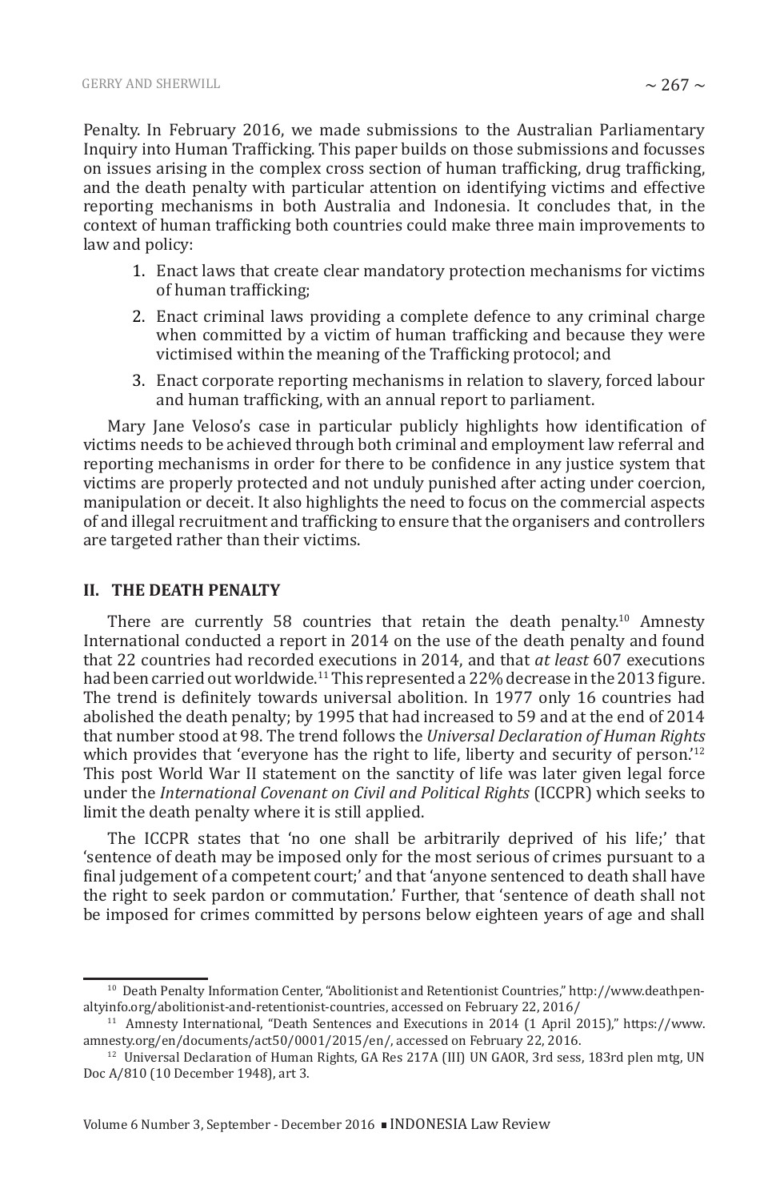Penalty. In February 2016, we made submissions to the Australian Parliamentary Inquiry into Human Trafficking. This paper builds on those submissions and focusses on issues arising in the complex cross section of human trafficking, drug trafficking, and the death penalty with particular attention on identifying victims and effective reporting mechanisms in both Australia and Indonesia. It concludes that, in the context of human trafficking both countries could make three main improvements to law and policy:

1. Enact laws that create clear mandatory protection mechanisms for victims of human trafficking;
2. Enact criminal laws providing a complete defence to any criminal charge when committed by a victim of human trafficking and because they were victimised within the meaning of the Trafficking protocol; and
3. Enact corporate reporting mechanisms in relation to slavery, forced labour and human trafficking, with an annual report to parliament.

Mary Jane Veloso's case in particular publicly highlights how identification of victims needs to be achieved through both criminal and employment law referral and reporting mechanisms in order for there to be confidence in any justice system that victims are properly protected and not unduly punished after acting under coercion, manipulation or deceit. It also highlights the need to focus on the commercial aspects of and illegal recruitment and trafficking to ensure that the organisers and controllers are targeted rather than their victims.

## II. THE DEATH PENALTY

There are currently 58 countries that retain the death penalty.[10] Amnesty International conducted a report in 2014 on the use of the death penalty and found that 22 countries had recorded executions in 2014, and that *at least* 607 executions had been carried out worldwide.[11] This represented a 22% decrease in the 2013 figure. The trend is definitely towards universal abolition. In 1977 only 16 countries had abolished the death penalty; by 1995 that had increased to 59 and at the end of 2014 that number stood at 98. The trend follows the *Universal Declaration of Human Rights* which provides that 'everyone has the right to life, liberty and security of person.'[12] This post World War II statement on the sanctity of life was later given legal force under the *International Covenant on Civil and Political Rights* (ICCPR) which seeks to limit the death penalty where it is still applied.

The ICCPR states that 'no one shall be arbitrarily deprived of his life;' that 'sentence of death may be imposed only for the most serious of crimes pursuant to a final judgement of a competent court;' and that 'anyone sentenced to death shall have the right to seek pardon or commutation.' Further, that 'sentence of death shall not be imposed for crimes committed by persons below eighteen years of age and shall

---

[10] Death Penalty Information Center, "Abolitionist and Retentionist Countries," http://www.deathpenaltyinfo.org/abolitionist-and-retentionist-countries, accessed on February 22, 2016/

[11] Amnesty International, "Death Sentences and Executions in 2014 (1 April 2015)," https://www.amnesty.org/en/documents/act50/0001/2015/en/, accessed on February 22, 2016.

[12] Universal Declaration of Human Rights, GA Res 217A (III) UN GAOR, 3rd sess, 183rd plen mtg, UN Doc A/810 (10 December 1948), art 3.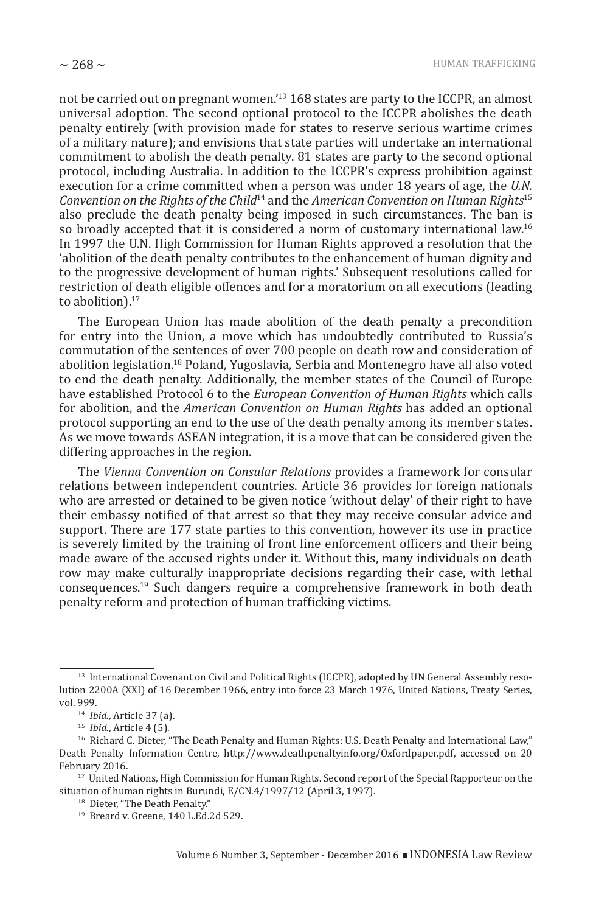not be carried out on pregnant women.'[13] 168 states are party to the ICCPR, an almost universal adoption. The second optional protocol to the ICCPR abolishes the death penalty entirely (with provision made for states to reserve serious wartime crimes of a military nature); and envisions that state parties will undertake an international commitment to abolish the death penalty. 81 states are party to the second optional protocol, including Australia. In addition to the ICCPR's express prohibition against execution for a crime committed when a person was under 18 years of age, the *U.N. Convention on the Rights of the Child*[14] and the *American Convention on Human Rights*[15] also preclude the death penalty being imposed in such circumstances. The ban is so broadly accepted that it is considered a norm of customary international law.[16] In 1997 the U.N. High Commission for Human Rights approved a resolution that the 'abolition of the death penalty contributes to the enhancement of human dignity and to the progressive development of human rights.' Subsequent resolutions called for restriction of death eligible offences and for a moratorium on all executions (leading to abolition).[17]

The European Union has made abolition of the death penalty a precondition for entry into the Union, a move which has undoubtedly contributed to Russia's commutation of the sentences of over 700 people on death row and consideration of abolition legislation.[18] Poland, Yugoslavia, Serbia and Montenegro have all also voted to end the death penalty. Additionally, the member states of the Council of Europe have established Protocol 6 to the *European Convention of Human Rights* which calls for abolition, and the *American Convention on Human Rights* has added an optional protocol supporting an end to the use of the death penalty among its member states. As we move towards ASEAN integration, it is a move that can be considered given the differing approaches in the region.

The *Vienna Convention on Consular Relations* provides a framework for consular relations between independent countries. Article 36 provides for foreign nationals who are arrested or detained to be given notice 'without delay' of their right to have their embassy notified of that arrest so that they may receive consular advice and support. There are 177 state parties to this convention, however its use in practice is severely limited by the training of front line enforcement officers and their being made aware of the accused rights under it. Without this, many individuals on death row may make culturally inappropriate decisions regarding their case, with lethal consequences.[19] Such dangers require a comprehensive framework in both death penalty reform and protection of human trafficking victims.

---

[13] International Covenant on Civil and Political Rights (ICCPR), adopted by UN General Assembly resolution 2200A (XXI) of 16 December 1966, entry into force 23 March 1976, United Nations, Treaty Series, vol. 999.

[14] *Ibid.*, Article 37 (a).

[15] *Ibid.*, Article 4 (5).

[16] Richard C. Dieter, "The Death Penalty and Human Rights: U.S. Death Penalty and International Law," Death Penalty Information Centre, http://www.deathpenaltyinfo.org/Oxfordpaper.pdf, accessed on 20 February 2016.

[17] United Nations, High Commission for Human Rights. Second report of the Special Rapporteur on the situation of human rights in Burundi, E/CN.4/1997/12 (April 3, 1997).

[18] Dieter, "The Death Penalty."

[19] Breard v. Greene, 140 L.Ed.2d 529.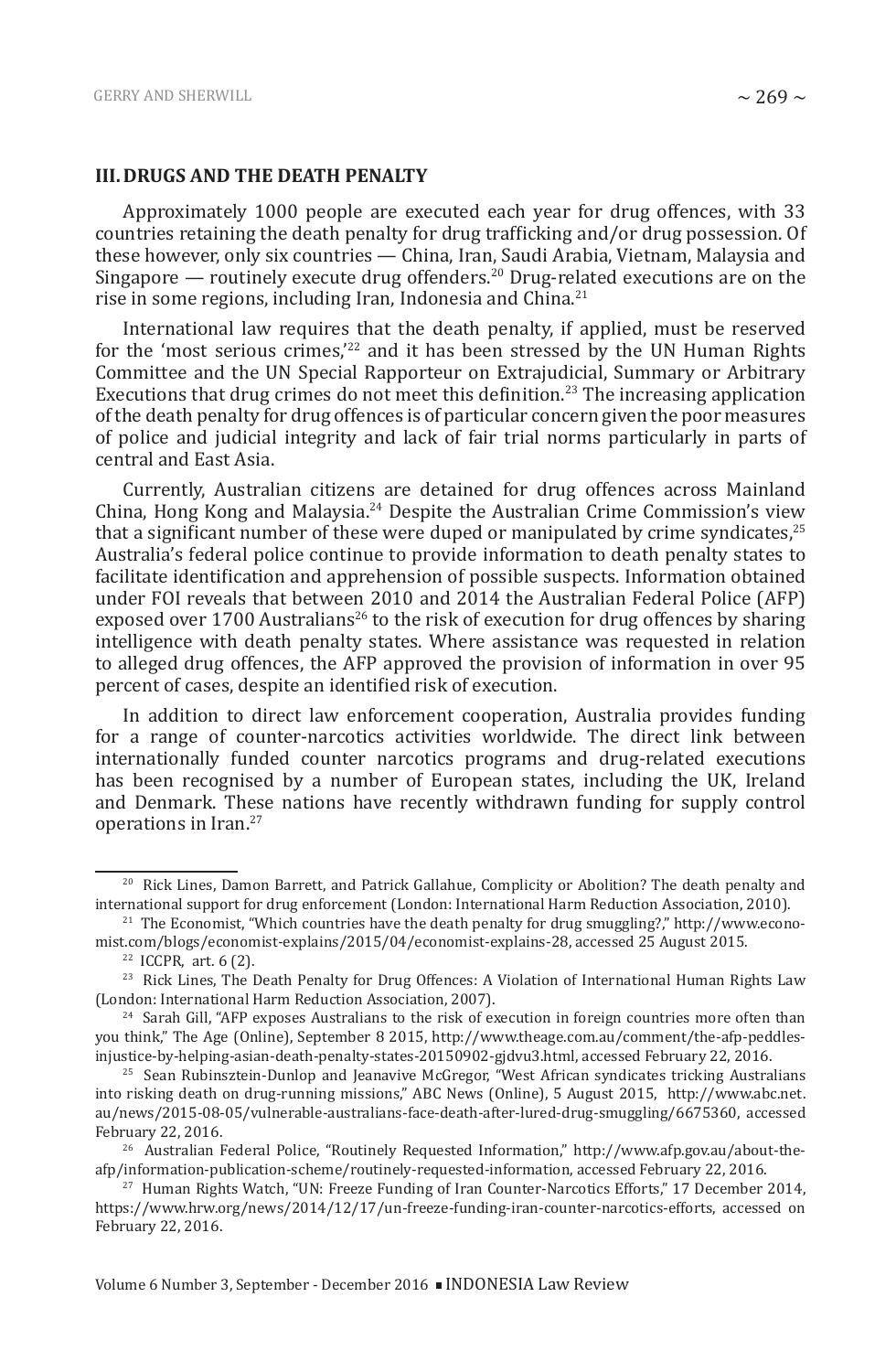## III. DRUGS AND THE DEATH PENALTY

Approximately 1000 people are executed each year for drug offences, with 33 countries retaining the death penalty for drug trafficking and/or drug possession. Of these however, only six countries — China, Iran, Saudi Arabia, Vietnam, Malaysia and Singapore — routinely execute drug offenders.[20] Drug-related executions are on the rise in some regions, including Iran, Indonesia and China.[21]

International law requires that the death penalty, if applied, must be reserved for the 'most serious crimes,'[22] and it has been stressed by the UN Human Rights Committee and the UN Special Rapporteur on Extrajudicial, Summary or Arbitrary Executions that drug crimes do not meet this definition.[23] The increasing application of the death penalty for drug offences is of particular concern given the poor measures of police and judicial integrity and lack of fair trial norms particularly in parts of central and East Asia.

Currently, Australian citizens are detained for drug offences across Mainland China, Hong Kong and Malaysia.[24] Despite the Australian Crime Commission's view that a significant number of these were duped or manipulated by crime syndicates,[25] Australia's federal police continue to provide information to death penalty states to facilitate identification and apprehension of possible suspects. Information obtained under FOI reveals that between 2010 and 2014 the Australian Federal Police (AFP) exposed over 1700 Australians[26] to the risk of execution for drug offences by sharing intelligence with death penalty states. Where assistance was requested in relation to alleged drug offences, the AFP approved the provision of information in over 95 percent of cases, despite an identified risk of execution.

In addition to direct law enforcement cooperation, Australia provides funding for a range of counter-narcotics activities worldwide. The direct link between internationally funded counter narcotics programs and drug-related executions has been recognised by a number of European states, including the UK, Ireland and Denmark. These nations have recently withdrawn funding for supply control operations in Iran.[27]

---

[20] Rick Lines, Damon Barrett, and Patrick Gallahue, Complicity or Abolition? The death penalty and international support for drug enforcement (London: International Harm Reduction Association, 2010).

[21] The Economist, "Which countries have the death penalty for drug smuggling?," http://www.economist.com/blogs/economist-explains/2015/04/economist-explains-28, accessed 25 August 2015.

[22] ICCPR, art. 6 (2).

[23] Rick Lines, The Death Penalty for Drug Offences: A Violation of International Human Rights Law (London: International Harm Reduction Association, 2007).

[24] Sarah Gill, "AFP exposes Australians to the risk of execution in foreign countries more often than you think," The Age (Online), September 8 2015, http://www.theage.com.au/comment/the-afp-peddles-injustice-by-helping-asian-death-penalty-states-20150902-gjdvu3.html, accessed February 22, 2016.

[25] Sean Rubinsztein-Dunlop and Jeanavive McGregor, "West African syndicates tricking Australians into risking death on drug-running missions," ABC News (Online), 5 August 2015, http://www.abc.net.au/news/2015-08-05/vulnerable-australians-face-death-after-lured-drug-smuggling/6675360, accessed February 22, 2016.

[26] Australian Federal Police, "Routinely Requested Information," http://www.afp.gov.au/about-the-afp/information-publication-scheme/routinely-requested-information, accessed February 22, 2016.

[27] Human Rights Watch, "UN: Freeze Funding of Iran Counter-Narcotics Efforts," 17 December 2014, https://www.hrw.org/news/2014/12/17/un-freeze-funding-iran-counter-narcotics-efforts, accessed on February 22, 2016.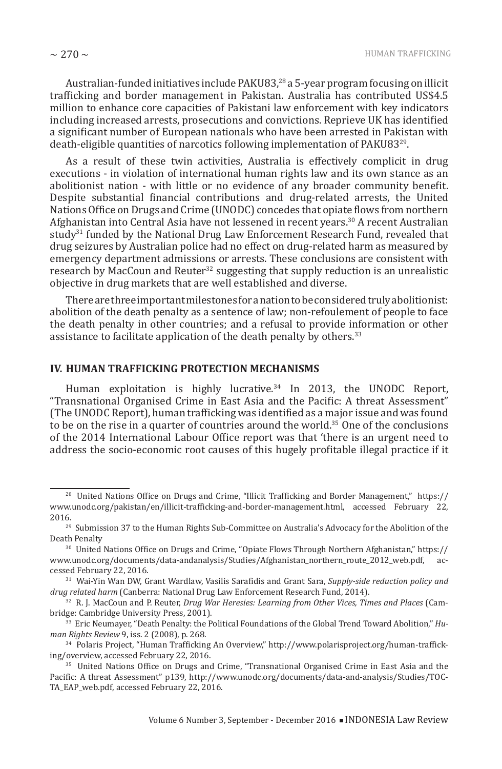Australian-funded initiatives include PAKU83,[28] a 5-year program focusing on illicit trafficking and border management in Pakistan. Australia has contributed US$4.5 million to enhance core capacities of Pakistani law enforcement with key indicators including increased arrests, prosecutions and convictions. Reprieve UK has identified a significant number of European nationals who have been arrested in Pakistan with death-eligible quantities of narcotics following implementation of PAKU83[29].

As a result of these twin activities, Australia is effectively complicit in drug executions - in violation of international human rights law and its own stance as an abolitionist nation - with little or no evidence of any broader community benefit. Despite substantial financial contributions and drug-related arrests, the United Nations Office on Drugs and Crime (UNODC) concedes that opiate flows from northern Afghanistan into Central Asia have not lessened in recent years.[30] A recent Australian study[31] funded by the National Drug Law Enforcement Research Fund, revealed that drug seizures by Australian police had no effect on drug-related harm as measured by emergency department admissions or arrests. These conclusions are consistent with research by MacCoun and Reuter[32] suggesting that supply reduction is an unrealistic objective in drug markets that are well established and diverse.

There are three important milestones for a nation to be considered truly abolitionist: abolition of the death penalty as a sentence of law; non-refoulement of people to face the death penalty in other countries; and a refusal to provide information or other assistance to facilitate application of the death penalty by others.[33]

## IV. HUMAN TRAFFICKING PROTECTION MECHANISMS

Human exploitation is highly lucrative.[34] In 2013, the UNODC Report, "Transnational Organised Crime in East Asia and the Pacific: A threat Assessment" (The UNODC Report), human trafficking was identified as a major issue and was found to be on the rise in a quarter of countries around the world.[35] One of the conclusions of the 2014 International Labour Office report was that 'there is an urgent need to address the socio-economic root causes of this hugely profitable illegal practice if it

---

[28] United Nations Office on Drugs and Crime, "Illicit Trafficking and Border Management," https://www.unodc.org/pakistan/en/illicit-trafficking-and-border-management.html, accessed February 22, 2016.

[29] Submission 37 to the Human Rights Sub-Committee on Australia's Advocacy for the Abolition of the Death Penalty

[30] United Nations Office on Drugs and Crime, "Opiate Flows Through Northern Afghanistan," https://www.unodc.org/documents/data-andanalysis/Studies/Afghanistan_northern_route_2012_web.pdf, accessed February 22, 2016.

[31] Wai-Yin Wan DW, Grant Wardlaw, Vasilis Sarafidis and Grant Sara, *Supply-side reduction policy and drug related harm* (Canberra: National Drug Law Enforcement Research Fund, 2014).

[32] R. J. MacCoun and P. Reuter, *Drug War Heresies: Learning from Other Vices, Times and Places* (Cambridge: Cambridge University Press, 2001).

[33] Eric Neumayer, "Death Penalty: the Political Foundations of the Global Trend Toward Abolition," *Human Rights Review* 9, iss. 2 (2008), p. 268.

[34] Polaris Project, "Human Trafficking An Overview," http://www.polarisproject.org/human-trafficking/overview, accessed February 22, 2016.

[35] United Nations Office on Drugs and Crime, "Transnational Organised Crime in East Asia and the Pacific: A threat Assessment" p139, http://www.unodc.org/documents/data-and-analysis/Studies/TOCTA_EAP_web.pdf, accessed February 22, 2016.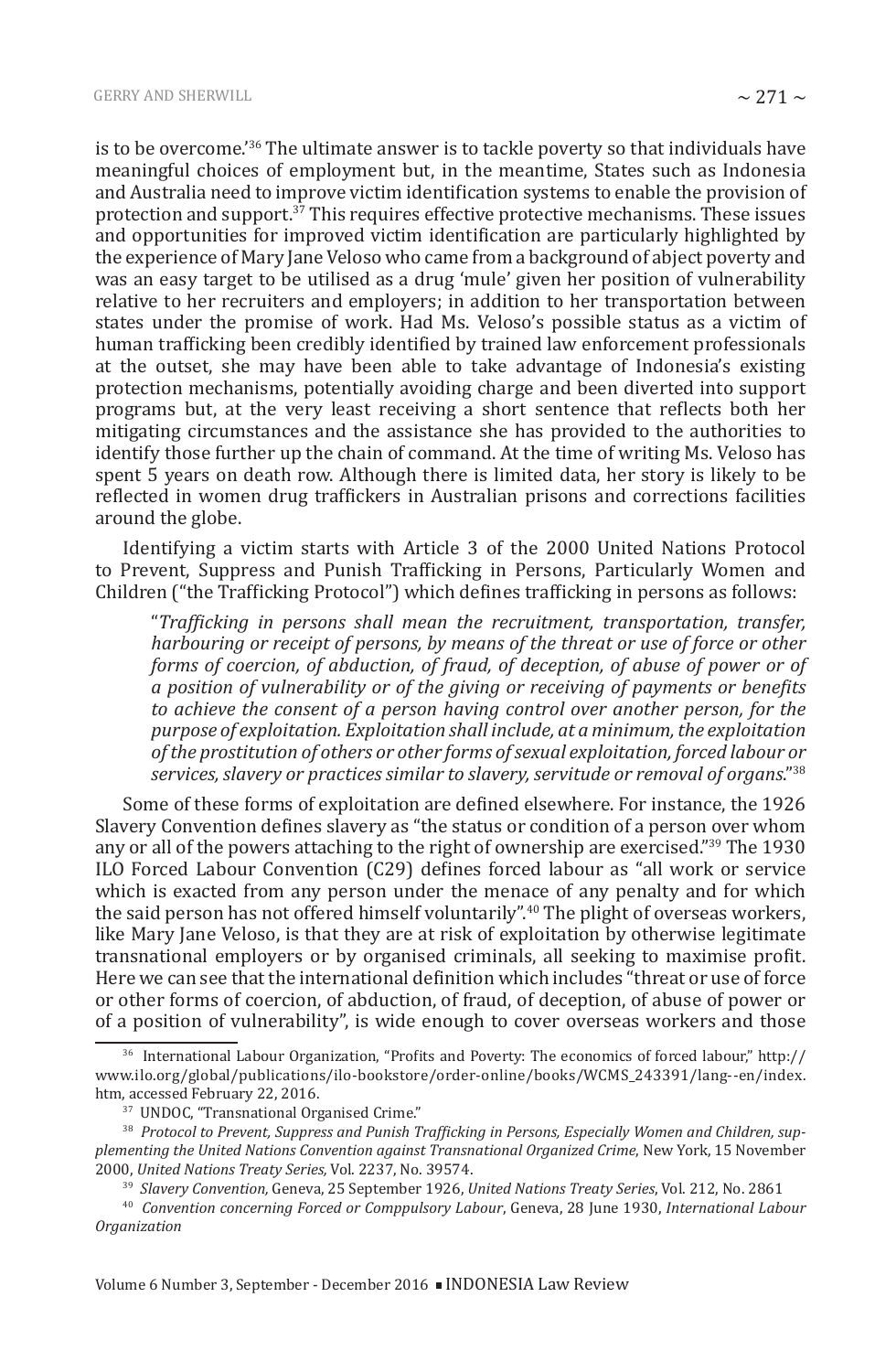is to be overcome.'[36] The ultimate answer is to tackle poverty so that individuals have meaningful choices of employment but, in the meantime, States such as Indonesia and Australia need to improve victim identification systems to enable the provision of protection and support.[37] This requires effective protective mechanisms. These issues and opportunities for improved victim identification are particularly highlighted by the experience of Mary Jane Veloso who came from a background of abject poverty and was an easy target to be utilised as a drug 'mule' given her position of vulnerability relative to her recruiters and employers; in addition to her transportation between states under the promise of work. Had Ms. Veloso's possible status as a victim of human trafficking been credibly identified by trained law enforcement professionals at the outset, she may have been able to take advantage of Indonesia's existing protection mechanisms, potentially avoiding charge and been diverted into support programs but, at the very least receiving a short sentence that reflects both her mitigating circumstances and the assistance she has provided to the authorities to identify those further up the chain of command. At the time of writing Ms. Veloso has spent 5 years on death row. Although there is limited data, her story is likely to be reflected in women drug traffickers in Australian prisons and corrections facilities around the globe.

Identifying a victim starts with Article 3 of the 2000 United Nations Protocol to Prevent, Suppress and Punish Trafficking in Persons, Particularly Women and Children ("the Trafficking Protocol") which defines trafficking in persons as follows:

> "*Trafficking in persons shall mean the recruitment, transportation, transfer, harbouring or receipt of persons, by means of the threat or use of force or other forms of coercion, of abduction, of fraud, of deception, of abuse of power or of a position of vulnerability or of the giving or receiving of payments or benefits to achieve the consent of a person having control over another person, for the purpose of exploitation. Exploitation shall include, at a minimum, the exploitation of the prostitution of others or other forms of sexual exploitation, forced labour or services, slavery or practices similar to slavery, servitude or removal of organs*."[38]

Some of these forms of exploitation are defined elsewhere. For instance, the 1926 Slavery Convention defines slavery as "the status or condition of a person over whom any or all of the powers attaching to the right of ownership are exercised."[39] The 1930 ILO Forced Labour Convention (C29) defines forced labour as "all work or service which is exacted from any person under the menace of any penalty and for which the said person has not offered himself voluntarily".[40] The plight of overseas workers, like Mary Jane Veloso, is that they are at risk of exploitation by otherwise legitimate transnational employers or by organised criminals, all seeking to maximise profit. Here we can see that the international definition which includes "threat or use of force or other forms of coercion, of abduction, of fraud, of deception, of abuse of power or of a position of vulnerability", is wide enough to cover overseas workers and those

---

[36] International Labour Organization, "Profits and Poverty: The economics of forced labour," http://www.ilo.org/global/publications/ilo-bookstore/order-online/books/WCMS_243391/lang--en/index.htm, accessed February 22, 2016.

[37] UNDOC, "Transnational Organised Crime."

[38] *Protocol to Prevent, Suppress and Punish Trafficking in Persons, Especially Women and Children, supplementing the United Nations Convention against Transnational Organized Crime*, New York, 15 November 2000, *United Nations Treaty Series,* Vol. 2237, No. 39574.

[39] *Slavery Convention,* Geneva, 25 September 1926, *United Nations Treaty Series*, Vol. 212, No. 2861

[40] *Convention concerning Forced or Comppulsory Labour*, Geneva, 28 June 1930, *International Labour Organization*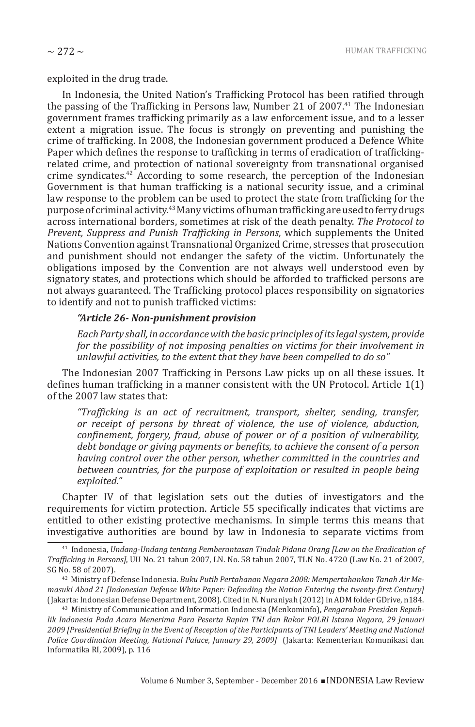exploited in the drug trade.

In Indonesia, the United Nation's Trafficking Protocol has been ratified through the passing of the Trafficking in Persons law, Number 21 of 2007.[41] The Indonesian government frames trafficking primarily as a law enforcement issue, and to a lesser extent a migration issue. The focus is strongly on preventing and punishing the crime of trafficking. In 2008, the Indonesian government produced a Defence White Paper which defines the response to trafficking in terms of eradication of trafficking-related crime, and protection of national sovereignty from transnational organised crime syndicates.[42] According to some research, the perception of the Indonesian Government is that human trafficking is a national security issue, and a criminal law response to the problem can be used to protect the state from trafficking for the purpose of criminal activity.[43] Many victims of human trafficking are used to ferry drugs across international borders, sometimes at risk of the death penalty. *The Protocol to Prevent, Suppress and Punish Trafficking in Persons*, which supplements the United Nations Convention against Transnational Organized Crime, stresses that prosecution and punishment should not endanger the safety of the victim. Unfortunately the obligations imposed by the Convention are not always well understood even by signatory states, and protections which should be afforded to trafficked persons are not always guaranteed. The Trafficking protocol places responsibility on signatories to identify and not to punish trafficked victims:

> ***"Article 26- Non-punishment provision***
>
> *Each Party shall, in accordance with the basic principles of its legal system, provide for the possibility of not imposing penalties on victims for their involvement in unlawful activities, to the extent that they have been compelled to do so"*

The Indonesian 2007 Trafficking in Persons Law picks up on all these issues. It defines human trafficking in a manner consistent with the UN Protocol. Article 1(1) of the 2007 law states that:

> *"Trafficking is an act of recruitment, transport, shelter, sending, transfer, or receipt of persons by threat of violence, the use of violence, abduction, confinement, forgery, fraud, abuse of power or of a position of vulnerability, debt bondage or giving payments or benefits, to achieve the consent of a person having control over the other person, whether committed in the countries and between countries, for the purpose of exploitation or resulted in people being exploited."*

Chapter IV of that legislation sets out the duties of investigators and the requirements for victim protection. Article 55 specifically indicates that victims are entitled to other existing protective mechanisms. In simple terms this means that investigative authorities are bound by law in Indonesia to separate victims from

---

[41] Indonesia, *Undang-Undang tentang Pemberantasan Tindak Pidana Orang [Law on the Eradication of Trafficking in Persons]*, UU No. 21 tahun 2007, LN. No. 58 tahun 2007, TLN No. 4720 (Law No. 21 of 2007, SG No. 58 of 2007).

[42] Ministry of Defense Indonesia. *Buku Putih Pertahanan Negara 2008: Mempertahankan Tanah Air Memasuki Abad 21 [Indonesian Defense White Paper: Defending the Nation Entering the twenty-first Century]* (Jakarta: Indonesian Defense Department, 2008). Cited in N. Nuraniyah (2012) in ADM folder GDrive, n184.

[43] Ministry of Communication and Information Indonesia (Menkominfo), *Pengarahan Presiden Republik Indonesia Pada Acara Menerima Para Peserta Rapim TNI dan Rakor POLRI Istana Negara, 29 Januari 2009 [Presidential Briefing in the Event of Reception of the Participants of TNI Leaders' Meeting and National Police Coordination Meeting, National Palace, January 29, 2009]* (Jakarta: Kementerian Komunikasi dan Informatika RI, 2009), p. 116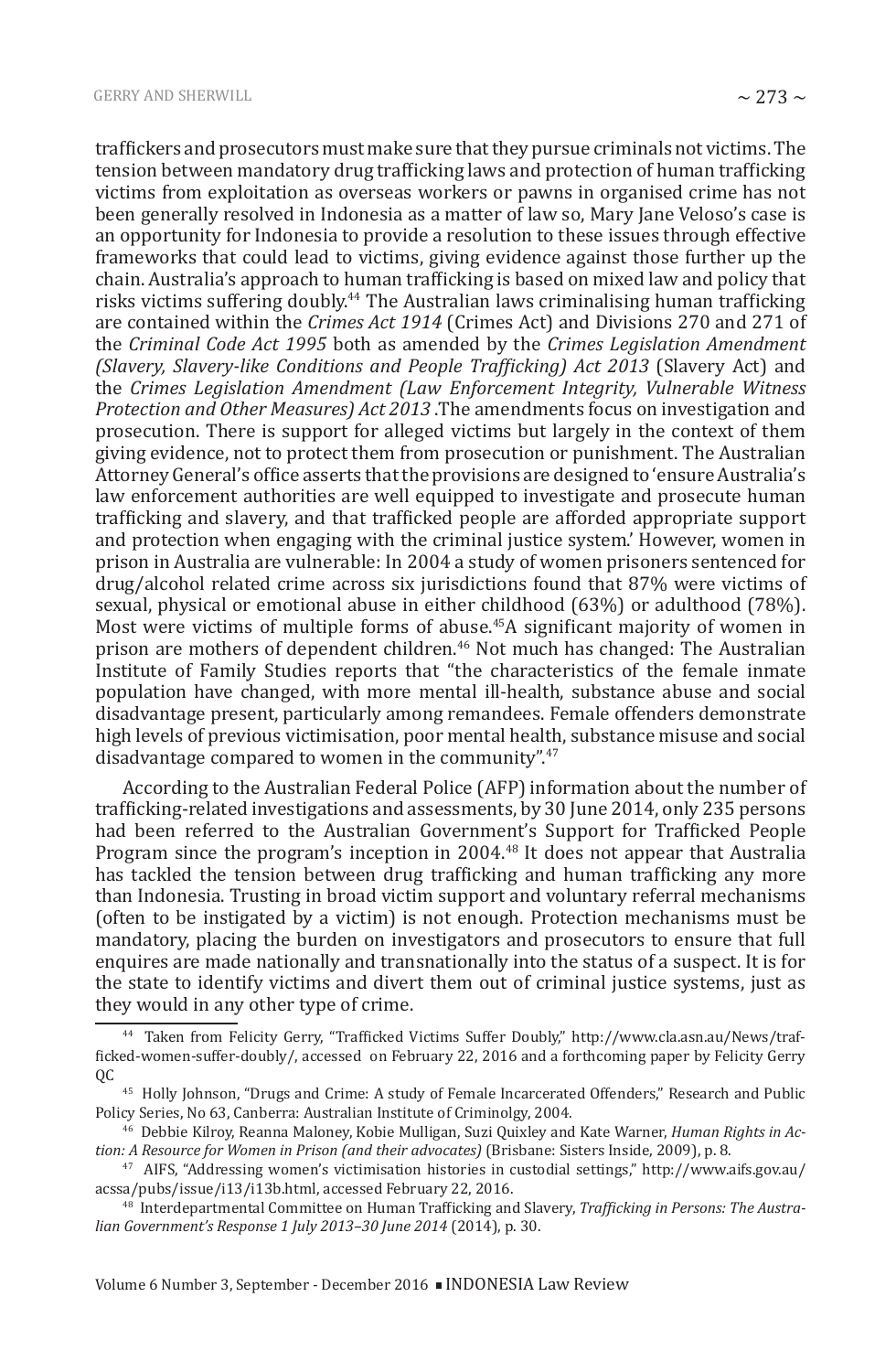traffickers and prosecutors must make sure that they pursue criminals not victims. The tension between mandatory drug trafficking laws and protection of human trafficking victims from exploitation as overseas workers or pawns in organised crime has not been generally resolved in Indonesia as a matter of law so, Mary Jane Veloso's case is an opportunity for Indonesia to provide a resolution to these issues through effective frameworks that could lead to victims, giving evidence against those further up the chain. Australia's approach to human trafficking is based on mixed law and policy that risks victims suffering doubly.[44] The Australian laws criminalising human trafficking are contained within the *Crimes Act 1914* (Crimes Act) and Divisions 270 and 271 of the *Criminal Code Act 1995* both as amended by the *Crimes Legislation Amendment (Slavery, Slavery-like Conditions and People Trafficking) Act 2013* (Slavery Act) and the *Crimes Legislation Amendment (Law Enforcement Integrity, Vulnerable Witness Protection and Other Measures) Act 2013* .The amendments focus on investigation and prosecution. There is support for alleged victims but largely in the context of them giving evidence, not to protect them from prosecution or punishment. The Australian Attorney General's office asserts that the provisions are designed to 'ensure Australia's law enforcement authorities are well equipped to investigate and prosecute human trafficking and slavery, and that trafficked people are afforded appropriate support and protection when engaging with the criminal justice system.' However, women in prison in Australia are vulnerable: In 2004 a study of women prisoners sentenced for drug/alcohol related crime across six jurisdictions found that 87% were victims of sexual, physical or emotional abuse in either childhood (63%) or adulthood (78%). Most were victims of multiple forms of abuse.[45]A significant majority of women in prison are mothers of dependent children.[46] Not much has changed: The Australian Institute of Family Studies reports that "the characteristics of the female inmate population have changed, with more mental ill-health, substance abuse and social disadvantage present, particularly among remandees. Female offenders demonstrate high levels of previous victimisation, poor mental health, substance misuse and social disadvantage compared to women in the community".[47]

According to the Australian Federal Police (AFP) information about the number of trafficking-related investigations and assessments, by 30 June 2014, only 235 persons had been referred to the Australian Government's Support for Trafficked People Program since the program's inception in 2004.[48] It does not appear that Australia has tackled the tension between drug trafficking and human trafficking any more than Indonesia. Trusting in broad victim support and voluntary referral mechanisms (often to be instigated by a victim) is not enough. Protection mechanisms must be mandatory, placing the burden on investigators and prosecutors to ensure that full enquires are made nationally and transnationally into the status of a suspect. It is for the state to identify victims and divert them out of criminal justice systems, just as they would in any other type of crime.

[44] Taken from Felicity Gerry, "Trafficked Victims Suffer Doubly," http://www.cla.asn.au/News/trafficked-women-suffer-doubly/, accessed on February 22, 2016 and a forthcoming paper by Felicity Gerry QC

[45] Holly Johnson, "Drugs and Crime: A study of Female Incarcerated Offenders," Research and Public Policy Series, No 63, Canberra: Australian Institute of Criminolgy, 2004.

[46] Debbie Kilroy, Reanna Maloney, Kobie Mulligan, Suzi Quixley and Kate Warner, *Human Rights in Action: A Resource for Women in Prison (and their advocates)* (Brisbane: Sisters Inside, 2009), p. 8.

[47] AIFS, "Addressing women's victimisation histories in custodial settings," http://www.aifs.gov.au/acssa/pubs/issue/i13/i13b.html, accessed February 22, 2016.

[48] Interdepartmental Committee on Human Trafficking and Slavery, *Trafficking in Persons: The Australian Government's Response 1 July 2013–30 June 2014* (2014), p. 30.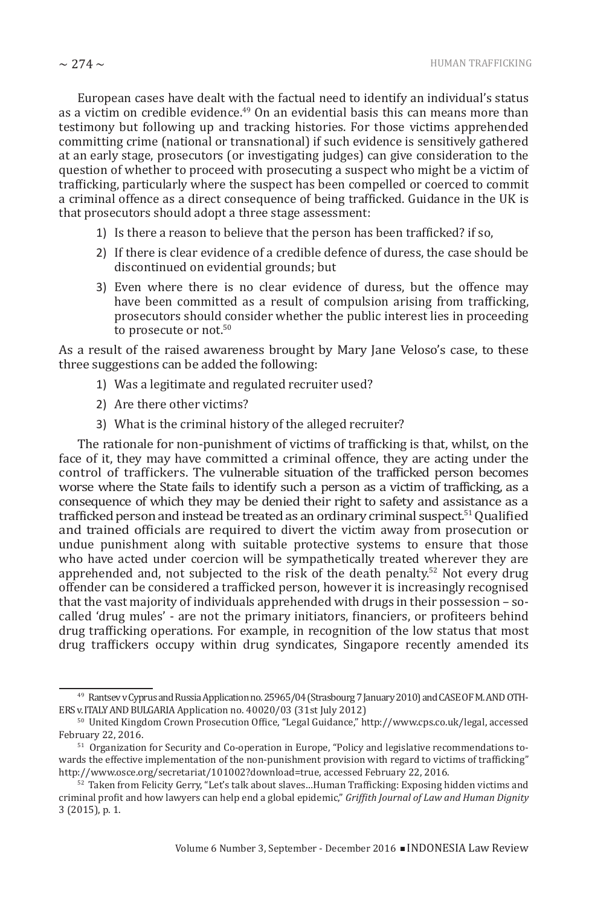European cases have dealt with the factual need to identify an individual's status as a victim on credible evidence.[49] On an evidential basis this can means more than testimony but following up and tracking histories. For those victims apprehended committing crime (national or transnational) if such evidence is sensitively gathered at an early stage, prosecutors (or investigating judges) can give consideration to the question of whether to proceed with prosecuting a suspect who might be a victim of trafficking, particularly where the suspect has been compelled or coerced to commit a criminal offence as a direct consequence of being trafficked. Guidance in the UK is that prosecutors should adopt a three stage assessment:

1) Is there a reason to believe that the person has been trafficked? if so,
2) If there is clear evidence of a credible defence of duress, the case should be discontinued on evidential grounds; but
3) Even where there is no clear evidence of duress, but the offence may have been committed as a result of compulsion arising from trafficking, prosecutors should consider whether the public interest lies in proceeding to prosecute or not.[50]

As a result of the raised awareness brought by Mary Jane Veloso's case, to these three suggestions can be added the following:

1) Was a legitimate and regulated recruiter used?
2) Are there other victims?
3) What is the criminal history of the alleged recruiter?

The rationale for non-punishment of victims of trafficking is that, whilst, on the face of it, they may have committed a criminal offence, they are acting under the control of traffickers. The vulnerable situation of the trafficked person becomes worse where the State fails to identify such a person as a victim of trafficking, as a consequence of which they may be denied their right to safety and assistance as a trafficked person and instead be treated as an ordinary criminal suspect.[51] Qualified and trained officials are required to divert the victim away from prosecution or undue punishment along with suitable protective systems to ensure that those who have acted under coercion will be sympathetically treated wherever they are apprehended and, not subjected to the risk of the death penalty.[52] Not every drug offender can be considered a trafficked person, however it is increasingly recognised that the vast majority of individuals apprehended with drugs in their possession – so-called 'drug mules' - are not the primary initiators, financiers, or profiteers behind drug trafficking operations. For example, in recognition of the low status that most drug traffickers occupy within drug syndicates, Singapore recently amended its

---

[49] Rantsev v Cyprus and Russia Application no. 25965/04 (Strasbourg 7 January 2010) and CASE OF M. AND OTHERS v. ITALY AND BULGARIA Application no. 40020/03 (31st July 2012)

[50] United Kingdom Crown Prosecution Office, "Legal Guidance," http://www.cps.co.uk/legal, accessed February 22, 2016.

[51] Organization for Security and Co-operation in Europe, "Policy and legislative recommendations towards the effective implementation of the non-punishment provision with regard to victims of trafficking" http://www.osce.org/secretariat/101002?download=true, accessed February 22, 2016.

[52] Taken from Felicity Gerry, "Let's talk about slaves…Human Trafficking: Exposing hidden victims and criminal profit and how lawyers can help end a global epidemic," *Griffith Journal of Law and Human Dignity* 3 (2015), p. 1.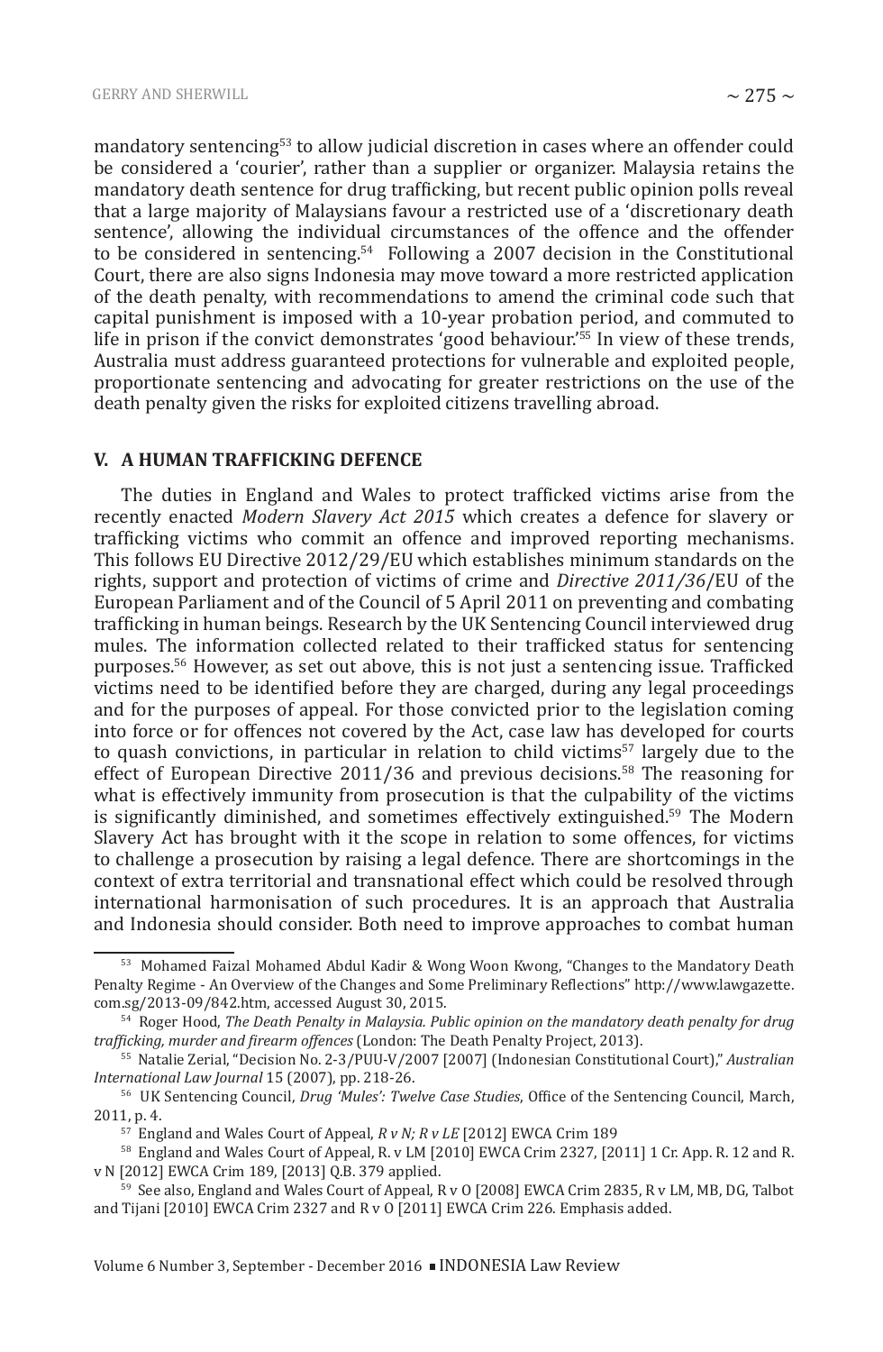mandatory sentencing[53] to allow judicial discretion in cases where an offender could be considered a 'courier', rather than a supplier or organizer. Malaysia retains the mandatory death sentence for drug trafficking, but recent public opinion polls reveal that a large majority of Malaysians favour a restricted use of a 'discretionary death sentence', allowing the individual circumstances of the offence and the offender to be considered in sentencing.[54] Following a 2007 decision in the Constitutional Court, there are also signs Indonesia may move toward a more restricted application of the death penalty, with recommendations to amend the criminal code such that capital punishment is imposed with a 10-year probation period, and commuted to life in prison if the convict demonstrates 'good behaviour.'[55] In view of these trends, Australia must address guaranteed protections for vulnerable and exploited people, proportionate sentencing and advocating for greater restrictions on the use of the death penalty given the risks for exploited citizens travelling abroad.

## V. A HUMAN TRAFFICKING DEFENCE

The duties in England and Wales to protect trafficked victims arise from the recently enacted *Modern Slavery Act 2015* which creates a defence for slavery or trafficking victims who commit an offence and improved reporting mechanisms. This follows EU Directive 2012/29/EU which establishes minimum standards on the rights, support and protection of victims of crime and *Directive 2011/36*/EU of the European Parliament and of the Council of 5 April 2011 on preventing and combating trafficking in human beings. Research by the UK Sentencing Council interviewed drug mules. The information collected related to their trafficked status for sentencing purposes.[56] However, as set out above, this is not just a sentencing issue. Trafficked victims need to be identified before they are charged, during any legal proceedings and for the purposes of appeal. For those convicted prior to the legislation coming into force or for offences not covered by the Act, case law has developed for courts to quash convictions, in particular in relation to child victims[57] largely due to the effect of European Directive 2011/36 and previous decisions.[58] The reasoning for what is effectively immunity from prosecution is that the culpability of the victims is significantly diminished, and sometimes effectively extinguished.[59] The Modern Slavery Act has brought with it the scope in relation to some offences, for victims to challenge a prosecution by raising a legal defence. There are shortcomings in the context of extra territorial and transnational effect which could be resolved through international harmonisation of such procedures. It is an approach that Australia and Indonesia should consider. Both need to improve approaches to combat human

---

[53] Mohamed Faizal Mohamed Abdul Kadir & Wong Woon Kwong, "Changes to the Mandatory Death Penalty Regime - An Overview of the Changes and Some Preliminary Reflections" http://www.lawgazette.com.sg/2013-09/842.htm, accessed August 30, 2015.

[54] Roger Hood, *The Death Penalty in Malaysia. Public opinion on the mandatory death penalty for drug trafficking, murder and firearm offences* (London: The Death Penalty Project, 2013).

[55] Natalie Zerial, "Decision No. 2-3/PUU-V/2007 [2007] (Indonesian Constitutional Court)," *Australian International Law Journal* 15 (2007), pp. 218-26.

[56] UK Sentencing Council, *Drug 'Mules': Twelve Case Studies*, Office of the Sentencing Council, March, 2011, p. 4.

[57] England and Wales Court of Appeal, *R v N; R v LE* [2012] EWCA Crim 189

[58] England and Wales Court of Appeal, R. v LM [2010] EWCA Crim 2327, [2011] 1 Cr. App. R. 12 and R. v N [2012] EWCA Crim 189, [2013] Q.B. 379 applied.

[59] See also, England and Wales Court of Appeal, R v O [2008] EWCA Crim 2835, R v LM, MB, DG, Talbot and Tijani [2010] EWCA Crim 2327 and R v O [2011] EWCA Crim 226. Emphasis added.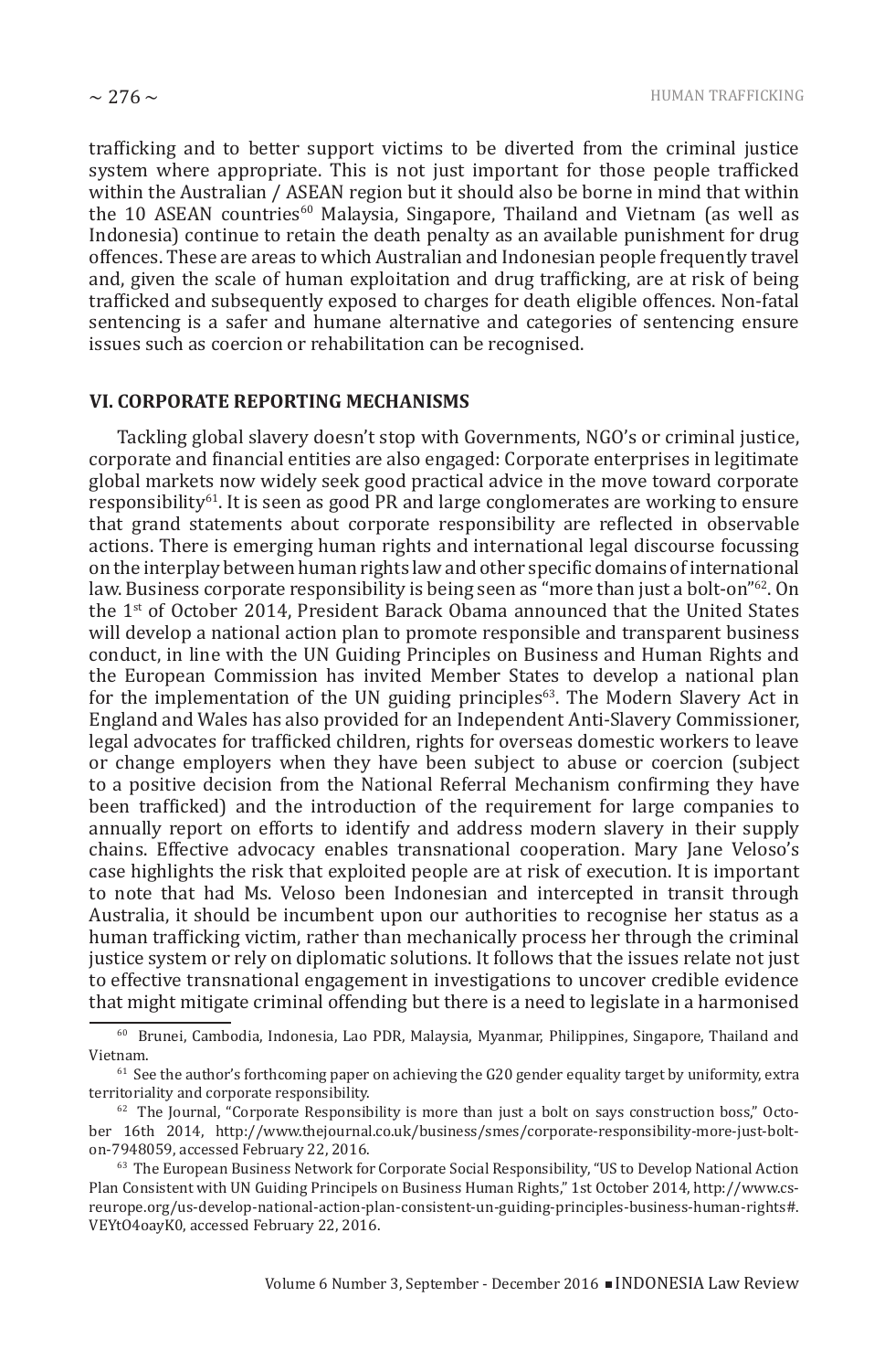trafficking and to better support victims to be diverted from the criminal justice system where appropriate. This is not just important for those people trafficked within the Australian / ASEAN region but it should also be borne in mind that within the 10 ASEAN countries[60] Malaysia, Singapore, Thailand and Vietnam (as well as Indonesia) continue to retain the death penalty as an available punishment for drug offences. These are areas to which Australian and Indonesian people frequently travel and, given the scale of human exploitation and drug trafficking, are at risk of being trafficked and subsequently exposed to charges for death eligible offences. Non-fatal sentencing is a safer and humane alternative and categories of sentencing ensure issues such as coercion or rehabilitation can be recognised.

## VI. CORPORATE REPORTING MECHANISMS

Tackling global slavery doesn't stop with Governments, NGO's or criminal justice, corporate and financial entities are also engaged: Corporate enterprises in legitimate global markets now widely seek good practical advice in the move toward corporate responsibility[61]. It is seen as good PR and large conglomerates are working to ensure that grand statements about corporate responsibility are reflected in observable actions. There is emerging human rights and international legal discourse focussing on the interplay between human rights law and other specific domains of international law. Business corporate responsibility is being seen as "more than just a bolt-on"[62]. On the 1st of October 2014, President Barack Obama announced that the United States will develop a national action plan to promote responsible and transparent business conduct, in line with the UN Guiding Principles on Business and Human Rights and the European Commission has invited Member States to develop a national plan for the implementation of the UN guiding principles[63]. The Modern Slavery Act in England and Wales has also provided for an Independent Anti-Slavery Commissioner, legal advocates for trafficked children, rights for overseas domestic workers to leave or change employers when they have been subject to abuse or coercion (subject to a positive decision from the National Referral Mechanism confirming they have been trafficked) and the introduction of the requirement for large companies to annually report on efforts to identify and address modern slavery in their supply chains. Effective advocacy enables transnational cooperation. Mary Jane Veloso's case highlights the risk that exploited people are at risk of execution. It is important to note that had Ms. Veloso been Indonesian and intercepted in transit through Australia, it should be incumbent upon our authorities to recognise her status as a human trafficking victim, rather than mechanically process her through the criminal justice system or rely on diplomatic solutions. It follows that the issues relate not just to effective transnational engagement in investigations to uncover credible evidence that might mitigate criminal offending but there is a need to legislate in a harmonised

---

[60] Brunei, Cambodia, Indonesia, Lao PDR, Malaysia, Myanmar, Philippines, Singapore, Thailand and Vietnam.

[61] See the author's forthcoming paper on achieving the G20 gender equality target by uniformity, extra territoriality and corporate responsibility.

[62] The Journal, "Corporate Responsibility is more than just a bolt on says construction boss," October 16th 2014, http://www.thejournal.co.uk/business/smes/corporate-responsibility-more-just-bolt-on-7948059, accessed February 22, 2016.

[63] The European Business Network for Corporate Social Responsibility, "US to Develop National Action Plan Consistent with UN Guiding Principels on Business Human Rights," 1st October 2014, http://www.csreurope.org/us-develop-national-action-plan-consistent-un-guiding-principles-business-human-rights#.VEYtO4oayK0, accessed February 22, 2016.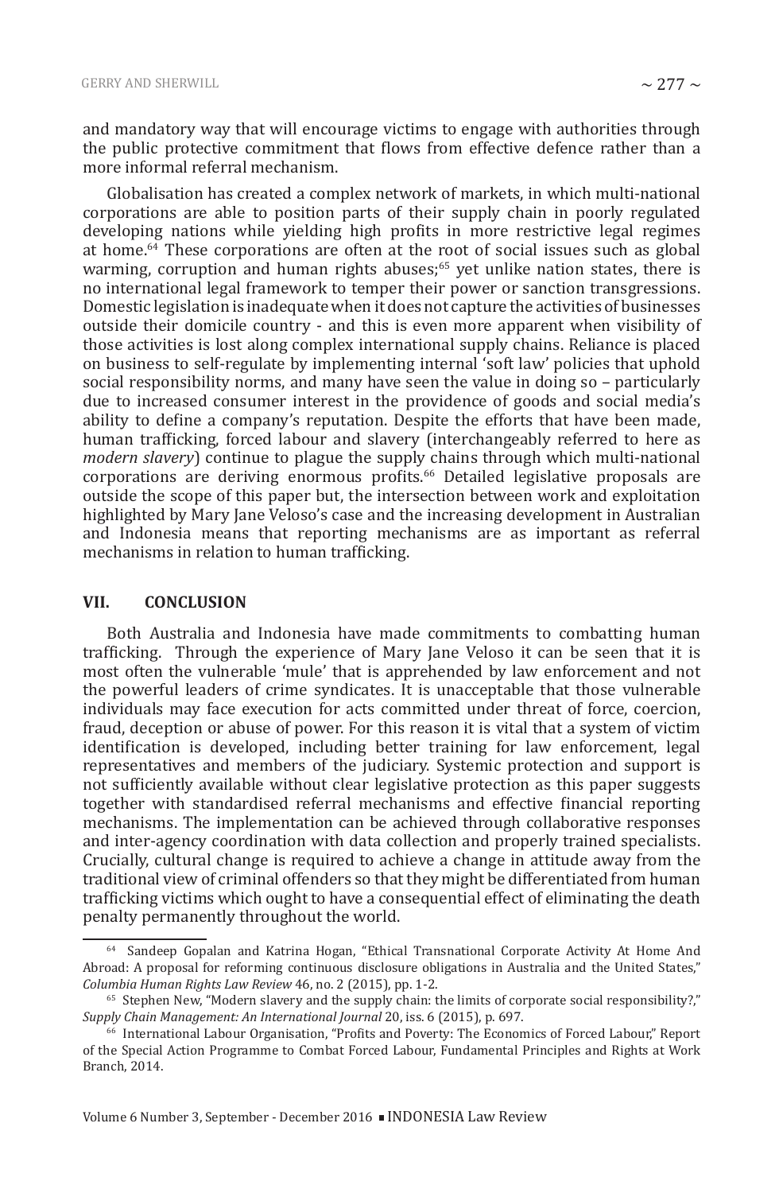and mandatory way that will encourage victims to engage with authorities through the public protective commitment that flows from effective defence rather than a more informal referral mechanism.

Globalisation has created a complex network of markets, in which multi-national corporations are able to position parts of their supply chain in poorly regulated developing nations while yielding high profits in more restrictive legal regimes at home.[64] These corporations are often at the root of social issues such as global warming, corruption and human rights abuses;[65] yet unlike nation states, there is no international legal framework to temper their power or sanction transgressions. Domestic legislation is inadequate when it does not capture the activities of businesses outside their domicile country - and this is even more apparent when visibility of those activities is lost along complex international supply chains. Reliance is placed on business to self-regulate by implementing internal 'soft law' policies that uphold social responsibility norms, and many have seen the value in doing so – particularly due to increased consumer interest in the providence of goods and social media's ability to define a company's reputation. Despite the efforts that have been made, human trafficking, forced labour and slavery (interchangeably referred to here as *modern slavery*) continue to plague the supply chains through which multi-national corporations are deriving enormous profits.[66] Detailed legislative proposals are outside the scope of this paper but, the intersection between work and exploitation highlighted by Mary Jane Veloso's case and the increasing development in Australian and Indonesia means that reporting mechanisms are as important as referral mechanisms in relation to human trafficking.

## VII. CONCLUSION

Both Australia and Indonesia have made commitments to combatting human trafficking. Through the experience of Mary Jane Veloso it can be seen that it is most often the vulnerable 'mule' that is apprehended by law enforcement and not the powerful leaders of crime syndicates. It is unacceptable that those vulnerable individuals may face execution for acts committed under threat of force, coercion, fraud, deception or abuse of power. For this reason it is vital that a system of victim identification is developed, including better training for law enforcement, legal representatives and members of the judiciary. Systemic protection and support is not sufficiently available without clear legislative protection as this paper suggests together with standardised referral mechanisms and effective financial reporting mechanisms. The implementation can be achieved through collaborative responses and inter-agency coordination with data collection and properly trained specialists. Crucially, cultural change is required to achieve a change in attitude away from the traditional view of criminal offenders so that they might be differentiated from human trafficking victims which ought to have a consequential effect of eliminating the death penalty permanently throughout the world.

---

[64] Sandeep Gopalan and Katrina Hogan, "Ethical Transnational Corporate Activity At Home And Abroad: A proposal for reforming continuous disclosure obligations in Australia and the United States," *Columbia Human Rights Law Review* 46, no. 2 (2015), pp. 1-2.

[65] Stephen New, "Modern slavery and the supply chain: the limits of corporate social responsibility?," *Supply Chain Management: An International Journal* 20, iss. 6 (2015), p. 697.

[66] International Labour Organisation, "Profits and Poverty: The Economics of Forced Labour," Report of the Special Action Programme to Combat Forced Labour, Fundamental Principles and Rights at Work Branch, 2014.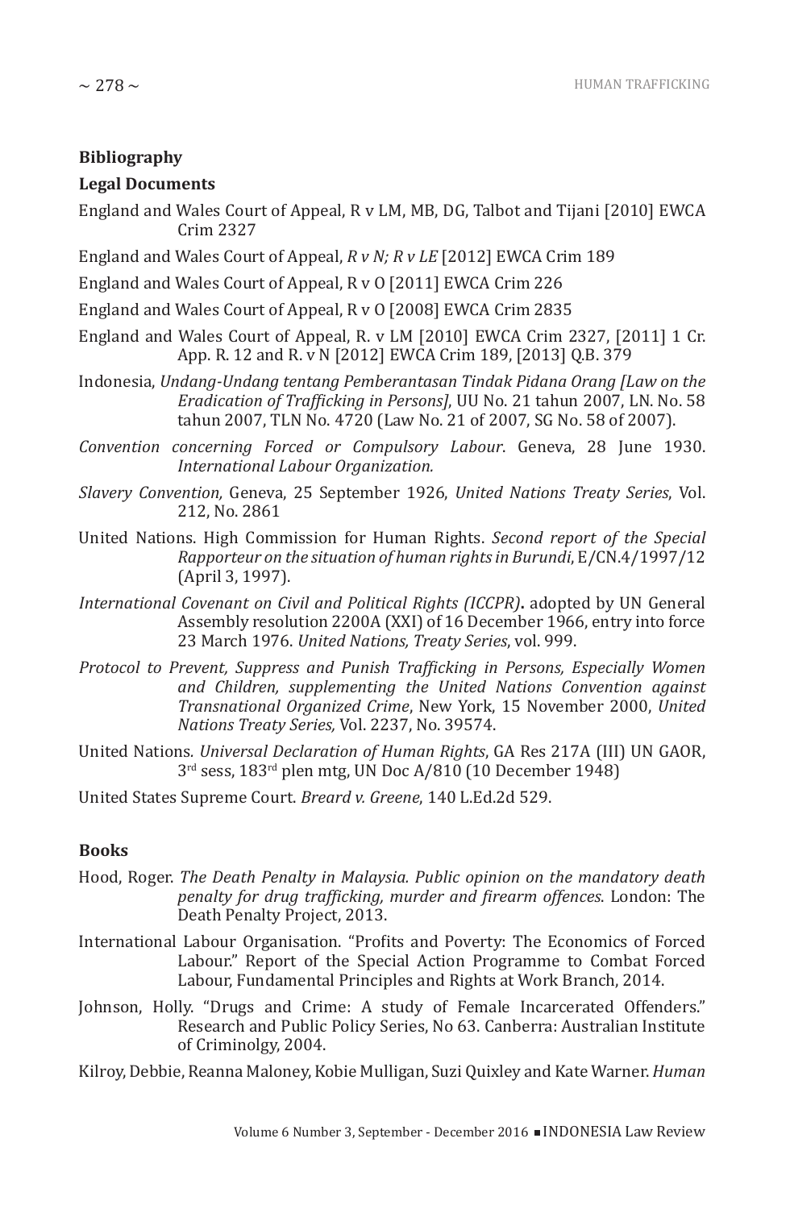## Bibliography

### Legal Documents

England and Wales Court of Appeal, R v LM, MB, DG, Talbot and Tijani [2010] EWCA Crim 2327

England and Wales Court of Appeal, *R v N; R v LE* [2012] EWCA Crim 189

England and Wales Court of Appeal, R v O [2011] EWCA Crim 226

England and Wales Court of Appeal, R v O [2008] EWCA Crim 2835

England and Wales Court of Appeal, R. v LM [2010] EWCA Crim 2327, [2011] 1 Cr. App. R. 12 and R. v N [2012] EWCA Crim 189, [2013] Q.B. 379

Indonesia, *Undang-Undang tentang Pemberantasan Tindak Pidana Orang [Law on the Eradication of Trafficking in Persons]*, UU No. 21 tahun 2007, LN. No. 58 tahun 2007, TLN No. 4720 (Law No. 21 of 2007, SG No. 58 of 2007).

*Convention concerning Forced or Compulsory Labour*. Geneva, 28 June 1930. *International Labour Organization.*

*Slavery Convention,* Geneva, 25 September 1926, *United Nations Treaty Series*, Vol. 212, No. 2861

United Nations. High Commission for Human Rights. *Second report of the Special Rapporteur on the situation of human rights in Burundi*, E/CN.4/1997/12 (April 3, 1997).

*International Covenant on Civil and Political Rights (ICCPR)***.** adopted by UN General Assembly resolution 2200A (XXI) of 16 December 1966, entry into force 23 March 1976. *United Nations, Treaty Series*, vol. 999.

*Protocol to Prevent, Suppress and Punish Trafficking in Persons, Especially Women and Children, supplementing the United Nations Convention against Transnational Organized Crime*, New York, 15 November 2000, *United Nations Treaty Series,* Vol. 2237, No. 39574.

United Nations. *Universal Declaration of Human Rights*, GA Res 217A (III) UN GAOR, 3rd sess, 183rd plen mtg, UN Doc A/810 (10 December 1948)

United States Supreme Court. *Breard v. Greene*, 140 L.Ed.2d 529.

### Books

Hood, Roger. *The Death Penalty in Malaysia. Public opinion on the mandatory death penalty for drug trafficking, murder and firearm offences*. London: The Death Penalty Project, 2013.

International Labour Organisation. "Profits and Poverty: The Economics of Forced Labour." Report of the Special Action Programme to Combat Forced Labour, Fundamental Principles and Rights at Work Branch, 2014.

Johnson, Holly. "Drugs and Crime: A study of Female Incarcerated Offenders." Research and Public Policy Series, No 63. Canberra: Australian Institute of Criminolgy, 2004.

Kilroy, Debbie, Reanna Maloney, Kobie Mulligan, Suzi Quixley and Kate Warner. *Human*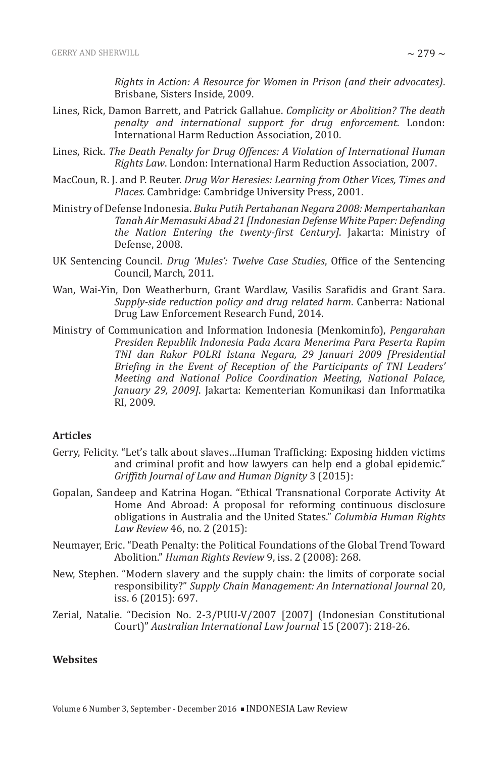*Rights in Action: A Resource for Women in Prison (and their advocates)*. Brisbane, Sisters Inside, 2009.

Lines, Rick, Damon Barrett, and Patrick Gallahue. *Complicity or Abolition? The death penalty and international support for drug enforcement*. London: International Harm Reduction Association, 2010.

Lines, Rick. *The Death Penalty for Drug Offences: A Violation of International Human Rights Law*. London: International Harm Reduction Association, 2007.

MacCoun, R. J. and P. Reuter. *Drug War Heresies: Learning from Other Vices, Times and Places.* Cambridge: Cambridge University Press, 2001.

Ministry of Defense Indonesia. *Buku Putih Pertahanan Negara 2008: Mempertahankan Tanah Air Memasuki Abad 21 [Indonesian Defense White Paper: Defending the Nation Entering the twenty-first Century]*. Jakarta: Ministry of Defense, 2008.

UK Sentencing Council. *Drug 'Mules': Twelve Case Studies*, Office of the Sentencing Council, March, 2011.

Wan, Wai-Yin, Don Weatherburn, Grant Wardlaw, Vasilis Sarafidis and Grant Sara. *Supply-side reduction policy and drug related harm*. Canberra: National Drug Law Enforcement Research Fund, 2014.

Ministry of Communication and Information Indonesia (Menkominfo), *Pengarahan Presiden Republik Indonesia Pada Acara Menerima Para Peserta Rapim TNI dan Rakor POLRI Istana Negara, 29 Januari 2009 [Presidential Briefing in the Event of Reception of the Participants of TNI Leaders' Meeting and National Police Coordination Meeting, National Palace, January 29, 2009]*. Jakarta: Kementerian Komunikasi dan Informatika RI, 2009.

**Articles**

Gerry, Felicity. "Let's talk about slaves…Human Trafficking: Exposing hidden victims and criminal profit and how lawyers can help end a global epidemic." *Griffith Journal of Law and Human Dignity* 3 (2015):

Gopalan, Sandeep and Katrina Hogan. "Ethical Transnational Corporate Activity At Home And Abroad: A proposal for reforming continuous disclosure obligations in Australia and the United States." *Columbia Human Rights Law Review* 46, no. 2 (2015):

Neumayer, Eric. "Death Penalty: the Political Foundations of the Global Trend Toward Abolition." *Human Rights Review* 9, iss. 2 (2008): 268.

New, Stephen. "Modern slavery and the supply chain: the limits of corporate social responsibility?" *Supply Chain Management: An International Journal* 20, iss. 6 (2015): 697.

Zerial, Natalie. "Decision No. 2-3/PUU-V/2007 [2007] (Indonesian Constitutional Court)" *Australian International Law Journal* 15 (2007): 218-26.

**Websites**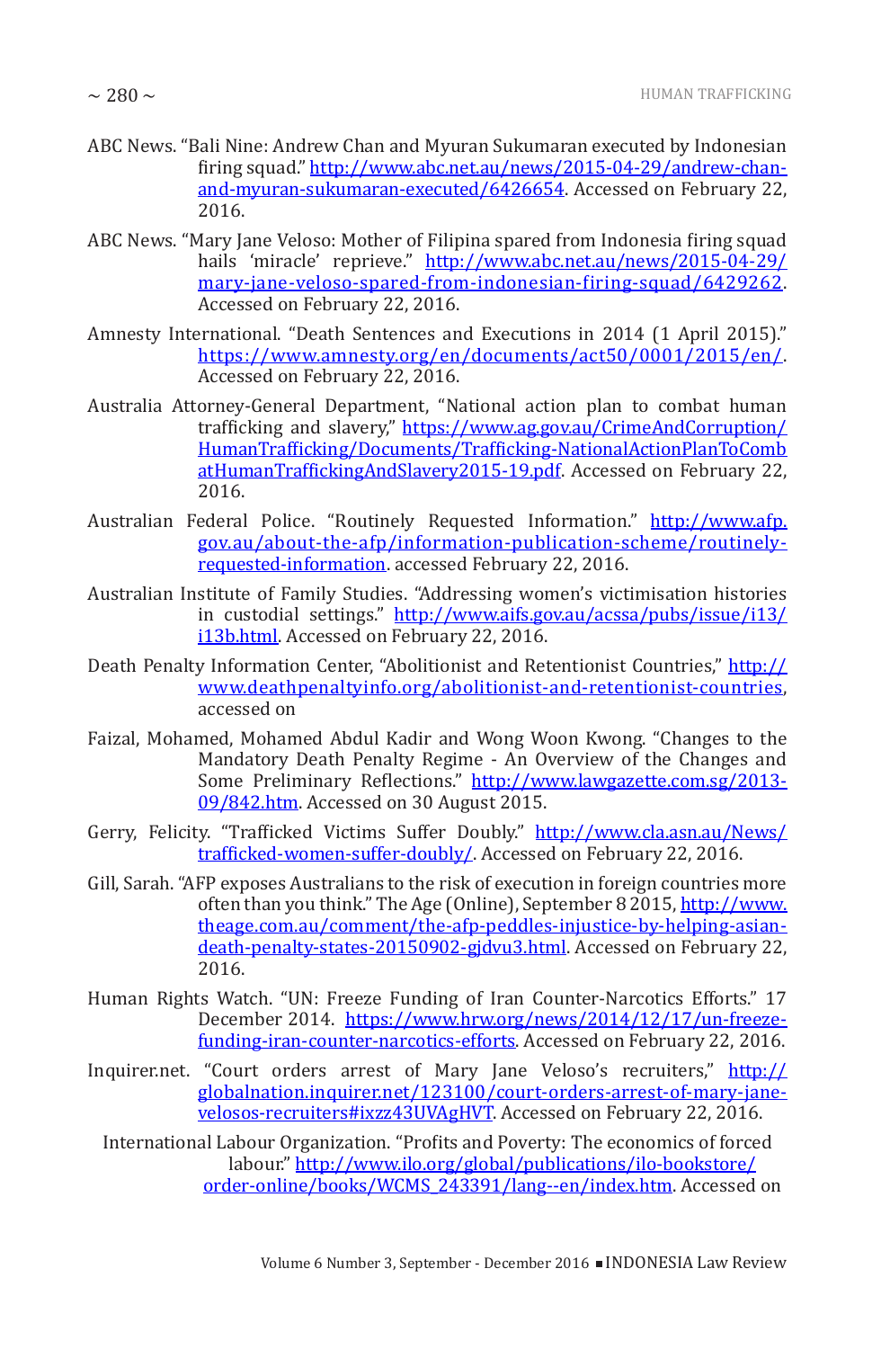ABC News. "Bali Nine: Andrew Chan and Myuran Sukumaran executed by Indonesian firing squad." http://www.abc.net.au/news/2015-04-29/andrew-chan-and-myuran-sukumaran-executed/6426654. Accessed on February 22, 2016.

ABC News. "Mary Jane Veloso: Mother of Filipina spared from Indonesia firing squad hails 'miracle' reprieve." http://www.abc.net.au/news/2015-04-29/mary-jane-veloso-spared-from-indonesian-firing-squad/6429262. Accessed on February 22, 2016.

Amnesty International. "Death Sentences and Executions in 2014 (1 April 2015)." https://www.amnesty.org/en/documents/act50/0001/2015/en/. Accessed on February 22, 2016.

Australia Attorney-General Department, "National action plan to combat human trafficking and slavery," https://www.ag.gov.au/CrimeAndCorruption/HumanTrafficking/Documents/Trafficking-NationalActionPlanToCombatHumanTraffickingAndSlavery2015-19.pdf. Accessed on February 22, 2016.

Australian Federal Police. "Routinely Requested Information." http://www.afp.gov.au/about-the-afp/information-publication-scheme/routinely-requested-information. accessed February 22, 2016.

Australian Institute of Family Studies. "Addressing women's victimisation histories in custodial settings." http://www.aifs.gov.au/acssa/pubs/issue/i13/i13b.html. Accessed on February 22, 2016.

Death Penalty Information Center, "Abolitionist and Retentionist Countries," http://www.deathpenaltyinfo.org/abolitionist-and-retentionist-countries, accessed on

Faizal, Mohamed, Mohamed Abdul Kadir and Wong Woon Kwong. "Changes to the Mandatory Death Penalty Regime - An Overview of the Changes and Some Preliminary Reflections." http://www.lawgazette.com.sg/2013-09/842.htm. Accessed on 30 August 2015.

Gerry, Felicity. "Trafficked Victims Suffer Doubly." http://www.cla.asn.au/News/trafficked-women-suffer-doubly/. Accessed on February 22, 2016.

Gill, Sarah. "AFP exposes Australians to the risk of execution in foreign countries more often than you think." The Age (Online), September 8 2015, http://www.theage.com.au/comment/the-afp-peddles-injustice-by-helping-asian-death-penalty-states-20150902-gjdvu3.html. Accessed on February 22, 2016.

Human Rights Watch. "UN: Freeze Funding of Iran Counter-Narcotics Efforts." 17 December 2014. https://www.hrw.org/news/2014/12/17/un-freeze-funding-iran-counter-narcotics-efforts. Accessed on February 22, 2016.

Inquirer.net. "Court orders arrest of Mary Jane Veloso's recruiters," http://globalnation.inquirer.net/123100/court-orders-arrest-of-mary-jane-velosos-recruiters#ixzz43UVAgHVT. Accessed on February 22, 2016.

International Labour Organization. "Profits and Poverty: The economics of forced labour." http://www.ilo.org/global/publications/ilo-bookstore/order-online/books/WCMS_243391/lang--en/index.htm. Accessed on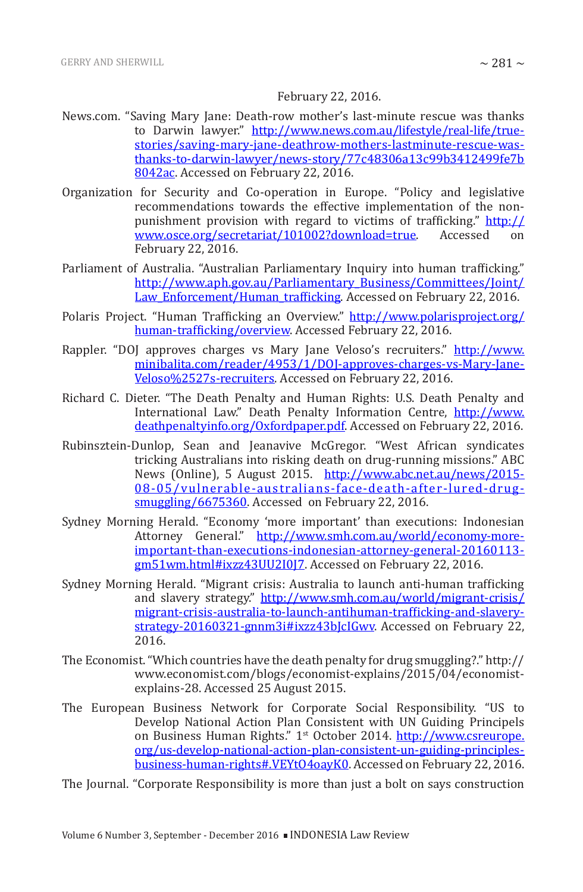February 22, 2016.

News.com. "Saving Mary Jane: Death-row mother's last-minute rescue was thanks to Darwin lawyer." http://www.news.com.au/lifestyle/real-life/true-stories/saving-mary-jane-deathrow-mothers-lastminute-rescue-was-thanks-to-darwin-lawyer/news-story/77c48306a13c99b3412499fe7b8042ac. Accessed on February 22, 2016.

Organization for Security and Co-operation in Europe. "Policy and legislative recommendations towards the effective implementation of the non-punishment provision with regard to victims of trafficking." http://www.osce.org/secretariat/101002?download=true. Accessed on February 22, 2016.

Parliament of Australia. "Australian Parliamentary Inquiry into human trafficking." http://www.aph.gov.au/Parliamentary_Business/Committees/Joint/Law_Enforcement/Human_trafficking. Accessed on February 22, 2016.

Polaris Project. "Human Trafficking an Overview." http://www.polarisproject.org/human-trafficking/overview. Accessed February 22, 2016.

Rappler. "DOJ approves charges vs Mary Jane Veloso's recruiters." http://www.minibalita.com/reader/4953/1/DOJ-approves-charges-vs-Mary-Jane-Veloso%2527s-recruiters. Accessed on February 22, 2016.

Richard C. Dieter. "The Death Penalty and Human Rights: U.S. Death Penalty and International Law." Death Penalty Information Centre, http://www.deathpenaltyinfo.org/Oxfordpaper.pdf. Accessed on February 22, 2016.

Rubinsztein-Dunlop, Sean and Jeanavive McGregor. "West African syndicates tricking Australians into risking death on drug-running missions." ABC News (Online), 5 August 2015. http://www.abc.net.au/news/2015-08-05/vulnerable-australians-face-death-after-lured-drug-smuggling/6675360. Accessed on February 22, 2016.

Sydney Morning Herald. "Economy 'more important' than executions: Indonesian Attorney General." http://www.smh.com.au/world/economy-more-important-than-executions-indonesian-attorney-general-20160113-gm51wm.html#ixzz43UU2I0J7. Accessed on February 22, 2016.

Sydney Morning Herald. "Migrant crisis: Australia to launch anti-human trafficking and slavery strategy." http://www.smh.com.au/world/migrant-crisis/migrant-crisis-australia-to-launch-antihuman-trafficking-and-slavery-strategy-20160321-gnnm3i#ixzz43bJcIGwv. Accessed on February 22, 2016.

The Economist. "Which countries have the death penalty for drug smuggling?." http://www.economist.com/blogs/economist-explains/2015/04/economist-explains-28. Accessed 25 August 2015.

The European Business Network for Corporate Social Responsibility. "US to Develop National Action Plan Consistent with UN Guiding Principels on Business Human Rights." 1st October 2014. http://www.csreurope.org/us-develop-national-action-plan-consistent-un-guiding-principles-business-human-rights#.VEYtO4oayK0. Accessed on February 22, 2016.

The Journal. "Corporate Responsibility is more than just a bolt on says construction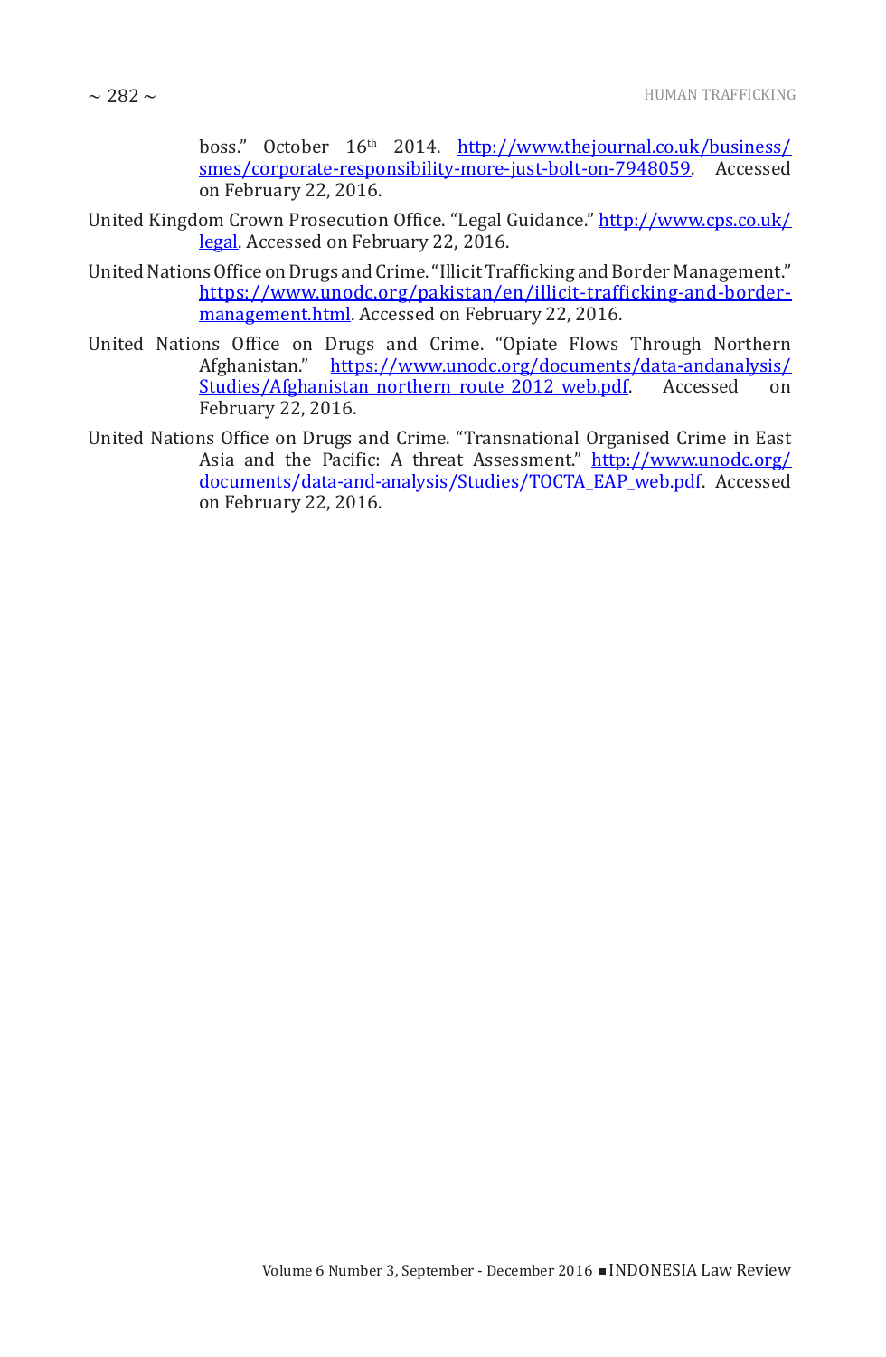boss." October 16th 2014. http://www.thejournal.co.uk/business/smes/corporate-responsibility-more-just-bolt-on-7948059. Accessed on February 22, 2016.

United Kingdom Crown Prosecution Office. "Legal Guidance." http://www.cps.co.uk/legal. Accessed on February 22, 2016.

United Nations Office on Drugs and Crime. "Illicit Trafficking and Border Management." https://www.unodc.org/pakistan/en/illicit-trafficking-and-border-management.html. Accessed on February 22, 2016.

United Nations Office on Drugs and Crime. "Opiate Flows Through Northern Afghanistan." https://www.unodc.org/documents/data-andanalysis/Studies/Afghanistan_northern_route_2012_web.pdf. Accessed on February 22, 2016.

United Nations Office on Drugs and Crime. "Transnational Organised Crime in East Asia and the Pacific: A threat Assessment." http://www.unodc.org/documents/data-and-analysis/Studies/TOCTA_EAP_web.pdf. Accessed on February 22, 2016.